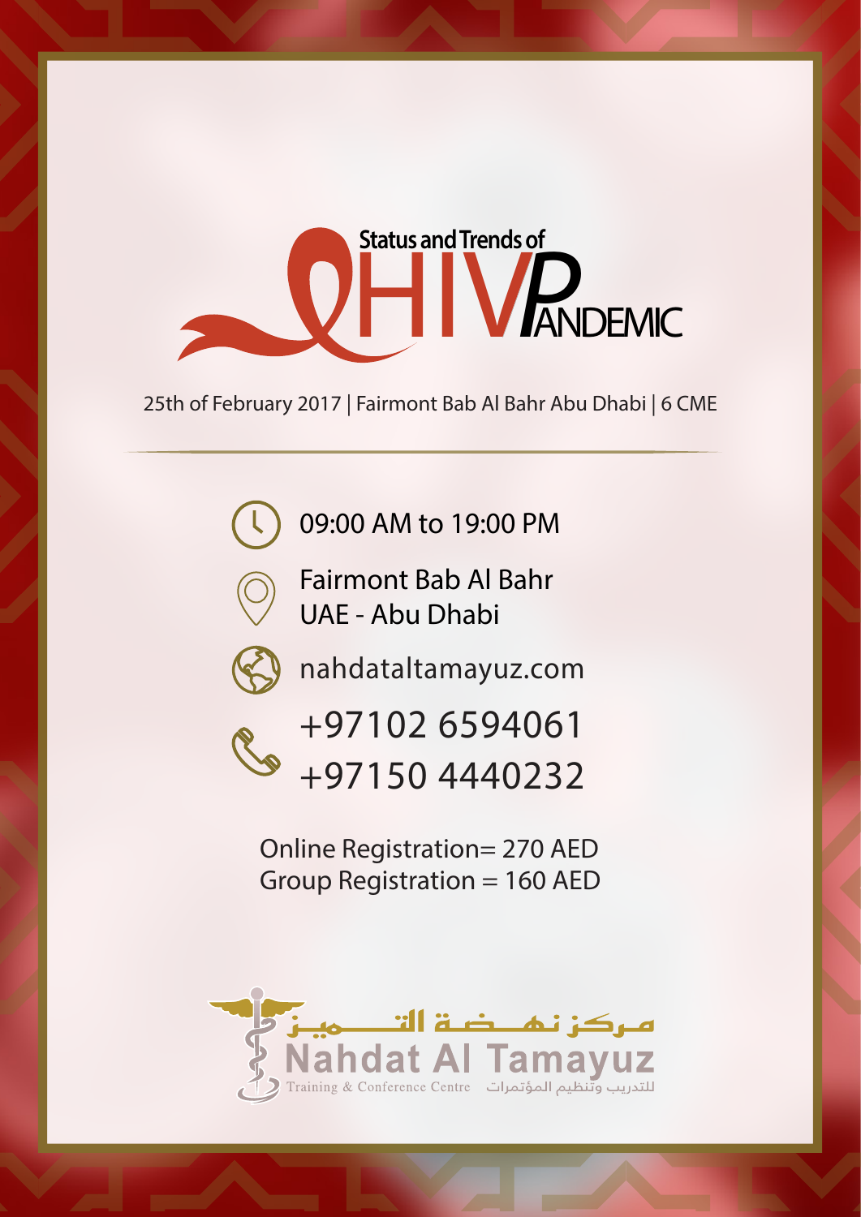# Status and Trends of HIV Pandemic

25th of February 2017 | Fairmont Bab Al Bahr Abu Dhabi | 6 CME

09:00 AM to 19:00 PM

Fairmont Bab Al Bahr
UAE - Abu Dhabi

nahdataltamayuz.com

+97102 6594061
+97150 4440232

Online Registration= 270 AED
Group Registration = 160 AED

مـركـز نـهــضـة الـتــــمـيـز
Nahdat Al Tamayuz
Training & Conference Centre للتدريب وتنظيم المؤتمرات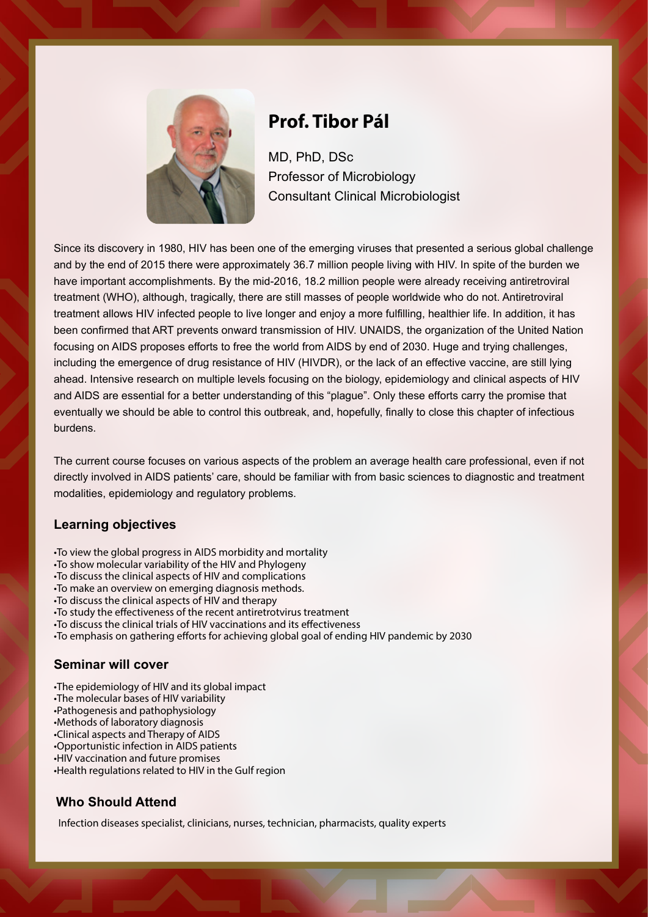# Prof. Tibor Pál

MD, PhD, DSc
Professor of Microbiology
Consultant Clinical Microbiologist

Since its discovery in 1980, HIV has been one of the emerging viruses that presented a serious global challenge and by the end of 2015 there were approximately 36.7 million people living with HIV. In spite of the burden we have important accomplishments. By the mid-2016, 18.2 million people were already receiving antiretroviral treatment (WHO), although, tragically, there are still masses of people worldwide who do not. Antiretroviral treatment allows HIV infected people to live longer and enjoy a more fulfilling, healthier life. In addition, it has been confirmed that ART prevents onward transmission of HIV. UNAIDS, the organization of the United Nation focusing on AIDS proposes efforts to free the world from AIDS by end of 2030. Huge and trying challenges, including the emergence of drug resistance of HIV (HIVDR), or the lack of an effective vaccine, are still lying ahead. Intensive research on multiple levels focusing on the biology, epidemiology and clinical aspects of HIV and AIDS are essential for a better understanding of this "plague". Only these efforts carry the promise that eventually we should be able to control this outbreak, and, hopefully, finally to close this chapter of infectious burdens.

The current course focuses on various aspects of the problem an average health care professional, even if not directly involved in AIDS patients' care, should be familiar with from basic sciences to diagnostic and treatment modalities, epidemiology and regulatory problems.

## Learning objectives

- To view the global progress in AIDS morbidity and mortality
- To show molecular variability of the HIV and Phylogeny
- To discuss the clinical aspects of HIV and complications
- To make an overview on emerging diagnosis methods.
- To discuss the clinical aspects of HIV and therapy
- To study the effectiveness of the recent antiretrotvirus treatment
- To discuss the clinical trials of HIV vaccinations and its effectiveness
- To emphasis on gathering efforts for achieving global goal of ending HIV pandemic by 2030

## Seminar will cover

- The epidemiology of HIV and its global impact
- The molecular bases of HIV variability
- Pathogenesis and pathophysiology
- Methods of laboratory diagnosis
- Clinical aspects and Therapy of AIDS
- Opportunistic infection in AIDS patients
- HIV vaccination and future promises
- Health regulations related to HIV in the Gulf region

## Who Should Attend

Infection diseases specialist, clinicians, nurses, technician, pharmacists, quality experts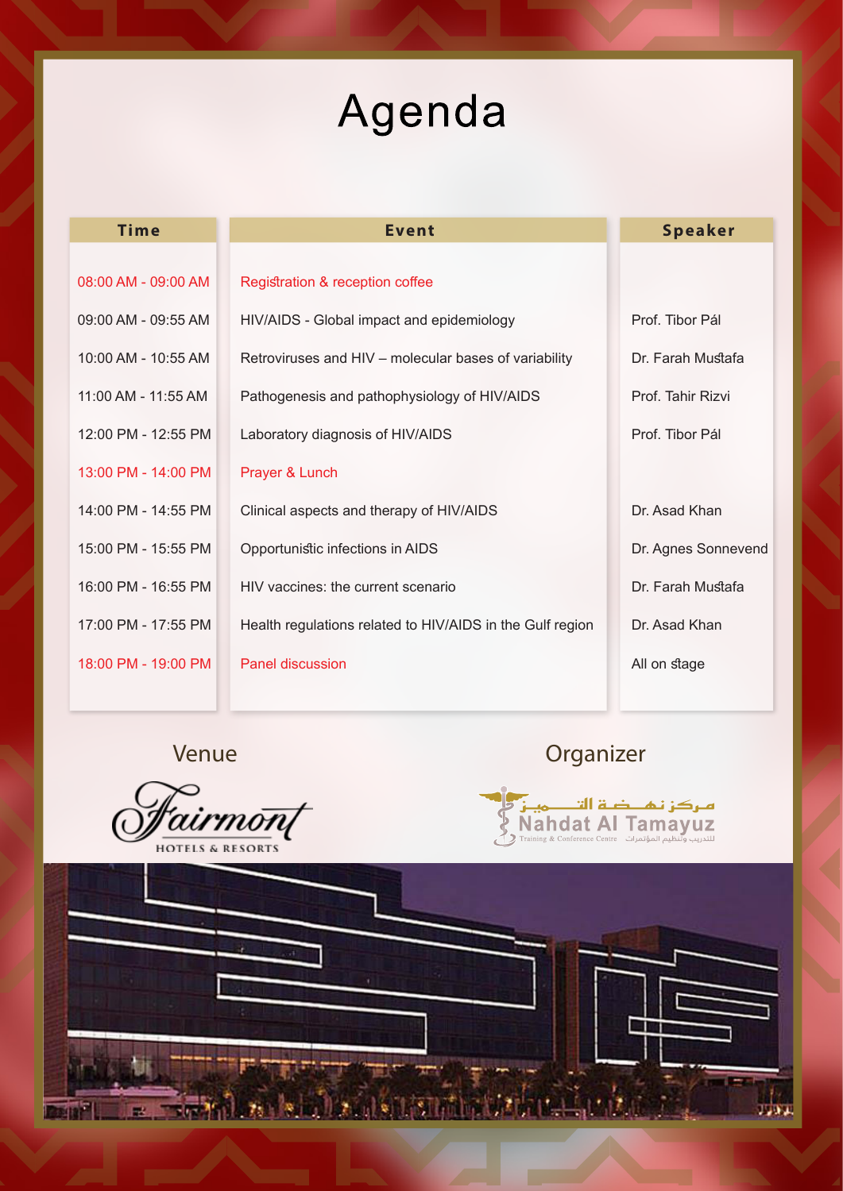# Agenda

| Time | Event | Speaker |
|---|---|---|
| 08:00 AM - 09:00 AM | Registration & reception coffee | |
| 09:00 AM - 09:55 AM | HIV/AIDS - Global impact and epidemiology | Prof. Tibor Pál |
| 10:00 AM - 10:55 AM | Retroviruses and HIV – molecular bases of variability | Dr. Farah Mustafa |
| 11:00 AM - 11:55 AM | Pathogenesis and pathophysiology of HIV/AIDS | Prof. Tahir Rizvi |
| 12:00 PM - 12:55 PM | Laboratory diagnosis of HIV/AIDS | Prof. Tibor Pál |
| 13:00 PM - 14:00 PM | Prayer & Lunch | |
| 14:00 PM - 14:55 PM | Clinical aspects and therapy of HIV/AIDS | Dr. Asad Khan |
| 15:00 PM - 15:55 PM | Opportunistic infections in AIDS | Dr. Agnes Sonnevend |
| 16:00 PM - 16:55 PM | HIV vaccines: the current scenario | Dr. Farah Mustafa |
| 17:00 PM - 17:55 PM | Health regulations related to HIV/AIDS in the Gulf region | Dr. Asad Khan |
| 18:00 PM - 19:00 PM | Panel discussion | All on stage |

Venue

Fairmont
HOTELS & RESORTS

Organizer

مركز نهضة التميز
Nahdat Al Tamayuz
Training & Conference Centre للتدريب وتنظيم المؤتمرات